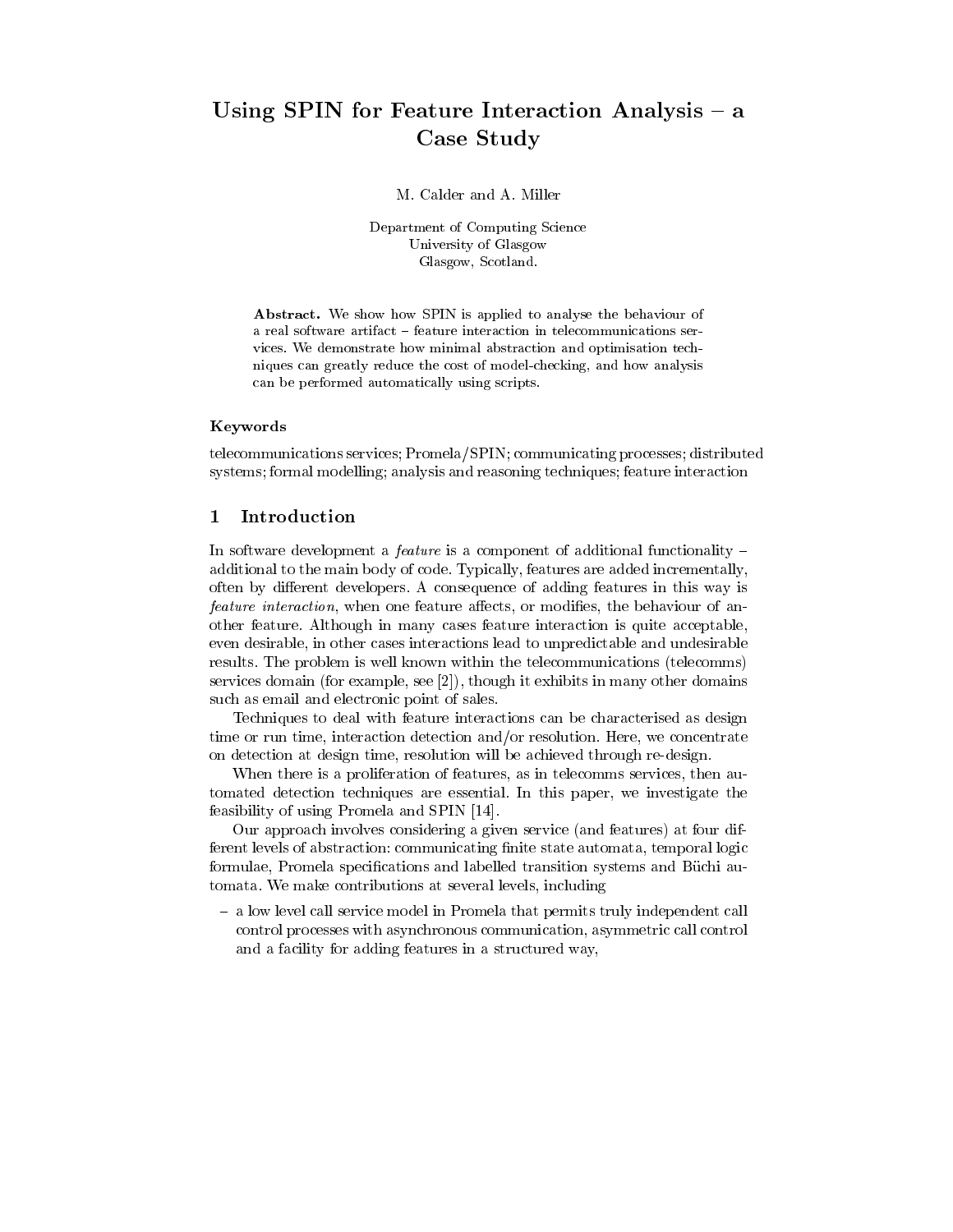# Using SPIN for Feature Interaction Analysis – a Case Study

M. Calder and A. Miller

Department of Computing Science
University of Glasgow
Glasgow, Scotland.

**Abstract.** We show how SPIN is applied to analyse the behaviour of a real software artifact – feature interaction in telecommunications services. We demonstrate how minimal abstraction and optimisation techniques can greatly reduce the cost of model-checking, and how analysis can be performed automatically using scripts.

### Keywords

telecommunications services; Promela/SPIN; communicating processes; distributed systems; formal modelling; analysis and reasoning techniques; feature interaction

## 1 Introduction

In software development a *feature* is a component of additional functionality – additional to the main body of code. Typically, features are added incrementally, often by different developers. A consequence of adding features in this way is *feature interaction*, when one feature affects, or modifies, the behaviour of another feature. Although in many cases feature interaction is quite acceptable, even desirable, in other cases interactions lead to unpredictable and undesirable results. The problem is well known within the telecommunications (telecomms) services domain (for example, see [2]), though it exhibits in many other domains such as email and electronic point of sales.

Techniques to deal with feature interactions can be characterised as design time or run time, interaction detection and/or resolution. Here, we concentrate on detection at design time, resolution will be achieved through re-design.

When there is a proliferation of features, as in telecomms services, then automated detection techniques are essential. In this paper, we investigate the feasibility of using Promela and SPIN [14].

Our approach involves considering a given service (and features) at four different levels of abstraction: communicating finite state automata, temporal logic formulae, Promela specifications and labelled transition systems and Büchi automata. We make contributions at several levels, including

- a low level call service model in Promela that permits truly independent call control processes with asynchronous communication, asymmetric call control and a facility for adding features in a structured way,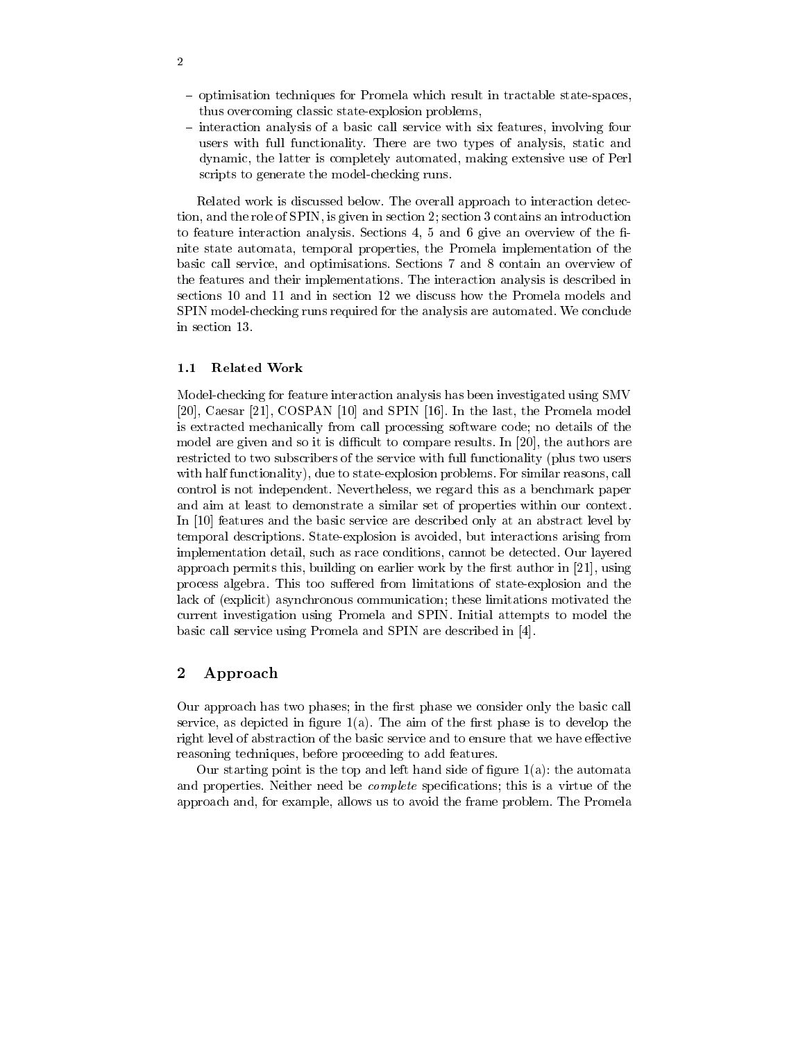- optimisation techniques for Promela which result in tractable state-spaces, thus overcoming classic state-explosion problems,
- interaction analysis of a basic call service with six features, involving four users with full functionality. There are two types of analysis, static and dynamic, the latter is completely automated, making extensive use of Perl scripts to generate the model-checking runs.

Related work is discussed below. The overall approach to interaction detection, and the role of SPIN, is given in section 2; section 3 contains an introduction to feature interaction analysis. Sections 4, 5 and 6 give an overview of the finite state automata, temporal properties, the Promela implementation of the basic call service, and optimisations. Sections 7 and 8 contain an overview of the features and their implementations. The interaction analysis is described in sections 10 and 11 and in section 12 we discuss how the Promela models and SPIN model-checking runs required for the analysis are automated. We conclude in section 13.

### 1.1 Related Work

Model-checking for feature interaction analysis has been investigated using SMV [20], Caesar [21], COSPAN [10] and SPIN [16]. In the last, the Promela model is extracted mechanically from call processing software code; no details of the model are given and so it is difficult to compare results. In [20], the authors are restricted to two subscribers of the service with full functionality (plus two users with half functionality), due to state-explosion problems. For similar reasons, call control is not independent. Nevertheless, we regard this as a benchmark paper and aim at least to demonstrate a similar set of properties within our context. In [10] features and the basic service are described only at an abstract level by temporal descriptions. State-explosion is avoided, but interactions arising from implementation detail, such as race conditions, cannot be detected. Our layered approach permits this, building on earlier work by the first author in [21], using process algebra. This too suffered from limitations of state-explosion and the lack of (explicit) asynchronous communication; these limitations motivated the current investigation using Promela and SPIN. Initial attempts to model the basic call service using Promela and SPIN are described in [4].

## 2 Approach

Our approach has two phases; in the first phase we consider only the basic call service, as depicted in figure 1(a). The aim of the first phase is to develop the right level of abstraction of the basic service and to ensure that we have effective reasoning techniques, before proceeding to add features.

Our starting point is the top and left hand side of figure 1(a): the automata and properties. Neither need be *complete* specifications; this is a virtue of the approach and, for example, allows us to avoid the frame problem. The Promela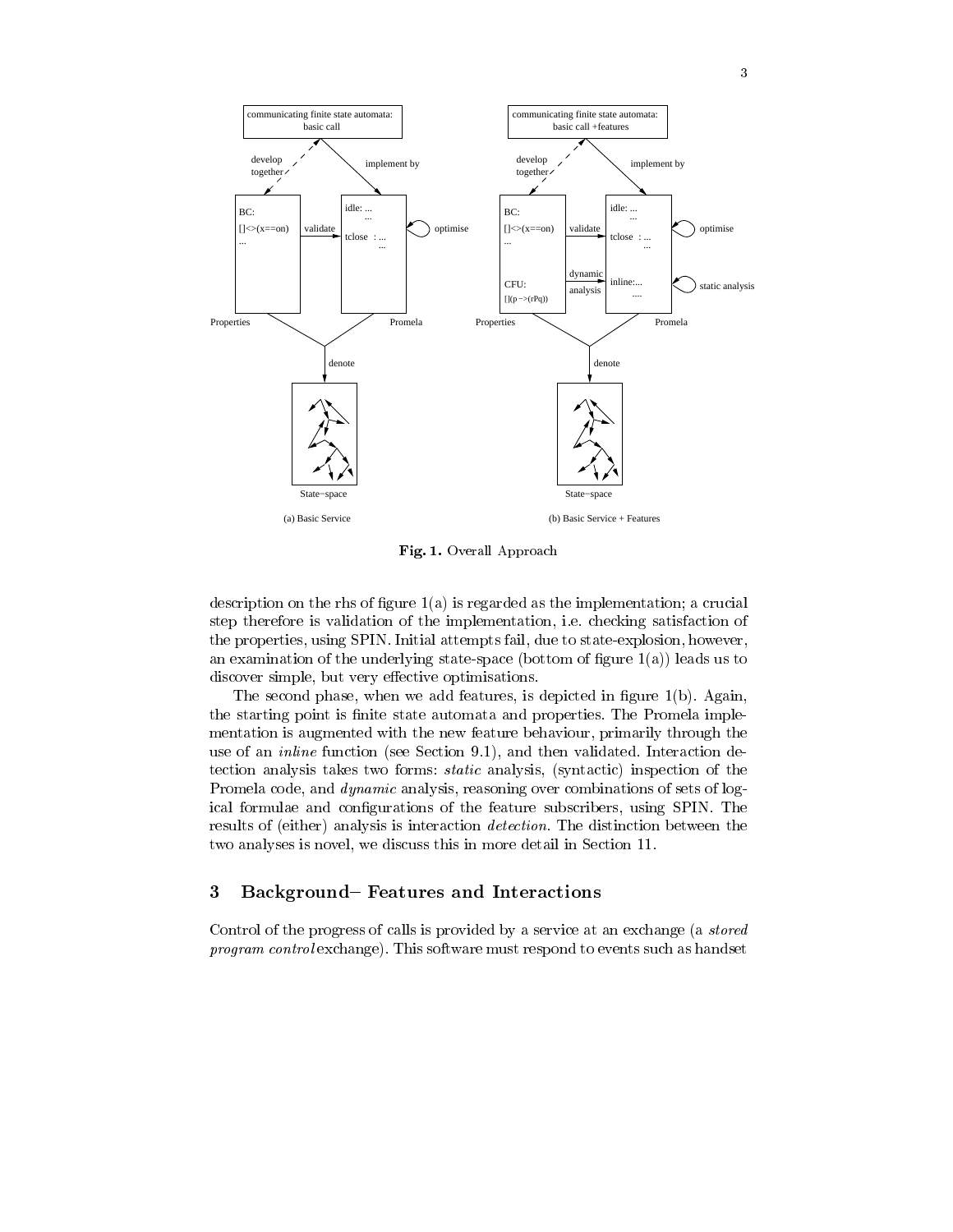Fig. 1. Overall Approach

description on the rhs of figure 1(a) is regarded as the implementation; a crucial step therefore is validation of the implementation, i.e. checking satisfaction of the properties, using SPIN. Initial attempts fail, due to state-explosion, however, an examination of the underlying state-space (bottom of figure 1(a)) leads us to discover simple, but very effective optimisations.

The second phase, when we add features, is depicted in figure 1(b). Again, the starting point is finite state automata and properties. The Promela implementation is augmented with the new feature behaviour, primarily through the use of an *inline* function (see Section 9.1), and then validated. Interaction detection analysis takes two forms: *static* analysis, (syntactic) inspection of the Promela code, and *dynamic* analysis, reasoning over combinations of sets of logical formulae and configurations of the feature subscribers, using SPIN. The results of (either) analysis is interaction *detection*. The distinction between the two analyses is novel, we discuss this in more detail in Section 11.

## 3 Background– Features and Interactions

Control of the progress of calls is provided by a service at an exchange (a *stored program control* exchange). This software must respond to events such as handset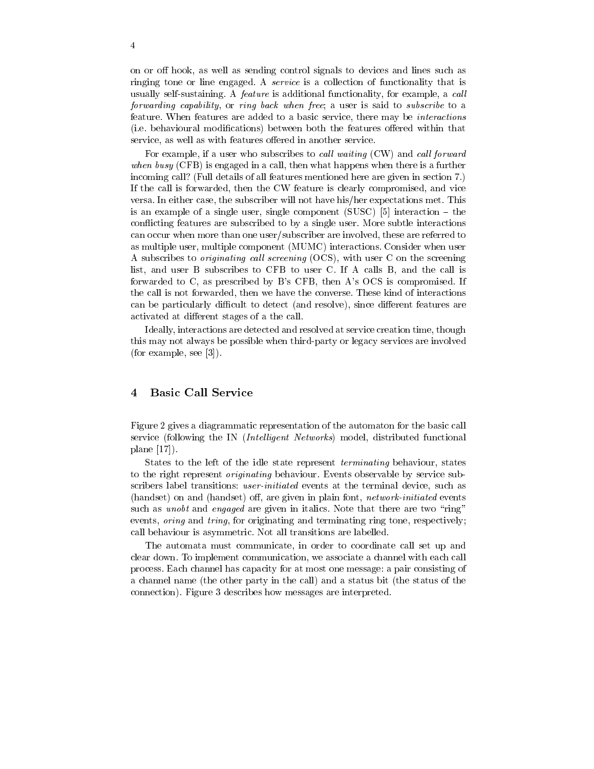on or off hook, as well as sending control signals to devices and lines such as ringing tone or line engaged. A *service* is a collection of functionality that is usually self-sustaining. A *feature* is additional functionality, for example, a *call forwarding capability*, or *ring back when free*; a user is said to *subscribe* to a feature. When features are added to a basic service, there may be *interactions* (i.e. behavioural modifications) between both the features offered within that service, as well as with features offered in another service.

For example, if a user who subscribes to *call waiting* (CW) and *call forward when busy* (CFB) is engaged in a call, then what happens when there is a further incoming call? (Full details of all features mentioned here are given in section 7.) If the call is forwarded, then the CW feature is clearly compromised, and vice versa. In either case, the subscriber will not have his/her expectations met. This is an example of a single user, single component (SUSC) [5] interaction – the conflicting features are subscribed to by a single user. More subtle interactions can occur when more than one user/subscriber are involved, these are referred to as multiple user, multiple component (MUMC) interactions. Consider when user A subscribes to *originating call screening* (OCS), with user C on the screening list, and user B subscribes to CFB to user C. If A calls B, and the call is forwarded to C, as prescribed by B's CFB, then A's OCS is compromised. If the call is not forwarded, then we have the converse. These kind of interactions can be particularly difficult to detect (and resolve), since different features are activated at different stages of a the call.

Ideally, interactions are detected and resolved at service creation time, though this may not always be possible when third-party or legacy services are involved (for example, see [3]).

## 4 Basic Call Service

Figure 2 gives a diagrammatic representation of the automaton for the basic call service (following the IN (*Intelligent Networks*) model, distributed functional plane [17]).

States to the left of the idle state represent *terminating* behaviour, states to the right represent *originating* behaviour. Events observable by service subscribers label transitions: *user-initiated* events at the terminal device, such as (handset) on and (handset) off, are given in plain font, *network-initiated* events such as *unobt* and *engaged* are given in italics. Note that there are two "ring" events, *oring* and *tring*, for originating and terminating ring tone, respectively; call behaviour is asymmetric. Not all transitions are labelled.

The automata must communicate, in order to coordinate call set up and clear down. To implement communication, we associate a channel with each call process. Each channel has capacity for at most one message: a pair consisting of a channel name (the other party in the call) and a status bit (the status of the connection). Figure 3 describes how messages are interpreted.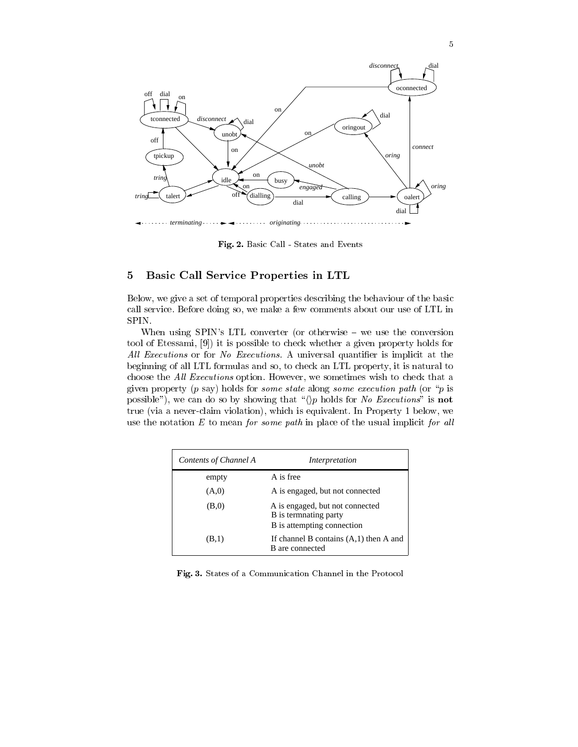Fig. 2. Basic Call - States and Events

## 5 Basic Call Service Properties in LTL

Below, we give a set of temporal properties describing the behaviour of the basic call service. Before doing so, we make a few comments about our use of LTL in SPIN.

When using SPIN's LTL converter (or otherwise – we use the conversion tool of Etessami, [9]) it is possible to check whether a given property holds for *All Executions* or for *No Executions*. A universal quantifier is implicit at the beginning of all LTL formulas and so, to check an LTL property, it is natural to choose the *All Executions* option. However, we sometimes wish to check that a given property ($p$ say) holds for *some state* along *some execution path* (or "$p$ is possible"), we can do so by showing that "$\langle\rangle p$ holds for *No Executions*" is **not** true (via a never-claim violation), which is equivalent. In Property 1 below, we use the notation $E$ to mean *for some path* in place of the usual implicit *for all*

| *Contents of Channel A* | *Interpretation* |
|---|---|
| empty | A is free |
| (A,0) | A is engaged, but not connected |
| (B,0) | A is engaged, but not connected<br>B is termnating party<br>B is attempting connection |
| (B,1) | If channel B contains (A,1) then A and B are connected |

Fig. 3. States of a Communication Channel in the Protocol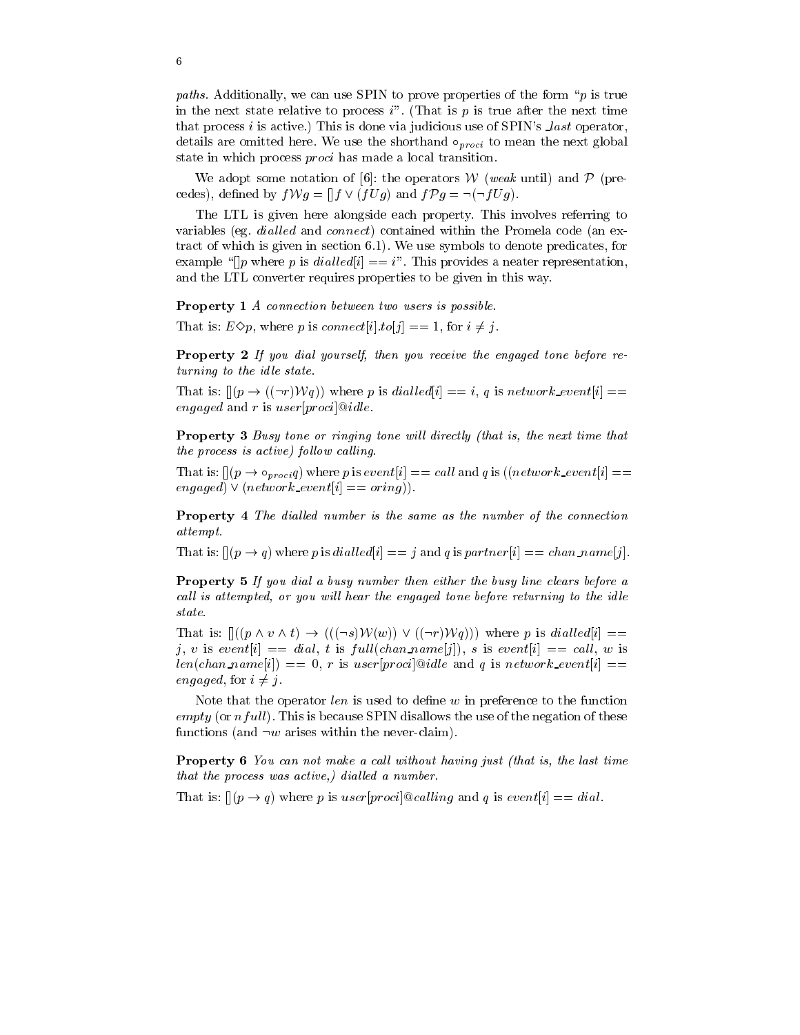*paths*. Additionally, we can use SPIN to prove properties of the form "$p$ is true in the next state relative to process $i$". (That is $p$ is true after the next time that process $i$ is active.) This is done via judicious use of SPIN's *_last* operator, details are omitted here. We use the shorthand $\circ_{proci}$ to mean the next global state in which process *proci* has made a local transition.

We adopt some notation of [6]: the operators $\mathcal{W}$ (*weak* until) and $\mathcal{P}$ (precedes), defined by $f\mathcal{W}g = []f \vee (fUg)$ and $f\mathcal{P}g = \neg(\neg fUg)$.

The LTL is given here alongside each property. This involves referring to variables (eg. *dialled* and *connect*) contained within the Promela code (an extract of which is given in section 6.1). We use symbols to denote predicates, for example "$[]p$ where $p$ is $dialled[i] == i$". This provides a neater representation, and the LTL converter requires properties to be given in this way.

**Property 1** *A connection between two users is possible.*

That is: $E\Diamond p$, where $p$ is $connect[i].to[j] == 1$, for $i \neq j$.

**Property 2** *If you dial yourself, then you receive the engaged tone before returning to the idle state.*

That is: $[](p \rightarrow ((\neg r)\mathcal{W}q))$ where $p$ is $dialled[i] == i$, $q$ is $network\_event[i] == engaged$ and $r$ is $user[proci]@idle$.

**Property 3** *Busy tone or ringing tone will directly (that is, the next time that the process is active) follow calling.*

That is: $[](p \rightarrow \circ_{proci}q)$ where $p$ is $event[i] == call$ and $q$ is $((network\_event[i] == engaged) \vee (network\_event[i] == oring))$.

**Property 4** *The dialled number is the same as the number of the connection attempt.*

That is: $[](p \rightarrow q)$ where $p$ is $dialled[i] == j$ and $q$ is $partner[i] == chan\_name[j]$.

**Property 5** *If you dial a busy number then either the busy line clears before a call is attempted, or you will hear the engaged tone before returning to the idle state.*

That is: $[]((p \wedge v \wedge t) \rightarrow (((\neg s)\mathcal{W}(w)) \vee ((\neg r)\mathcal{W}q)))$ where $p$ is $dialled[i] == j$, $v$ is $event[i] == dial$, $t$ is $full(chan\_name[j])$, $s$ is $event[i] == call$, $w$ is $len(chan\_name[i]) == 0$, $r$ is $user[proci]@idle$ and $q$ is $network\_event[i] == engaged$, for $i \neq j$.

Note that the operator $len$ is used to define $w$ in preference to the function $empty$ (or $nfull$). This is because SPIN disallows the use of the negation of these functions (and $\neg w$ arises within the never-claim).

**Property 6** *You can not make a call without having just (that is, the last time that the process was active,) dialled a number.*

That is: $[](p \rightarrow q)$ where $p$ is $user[proci]@calling$ and $q$ is $event[i] == dial$.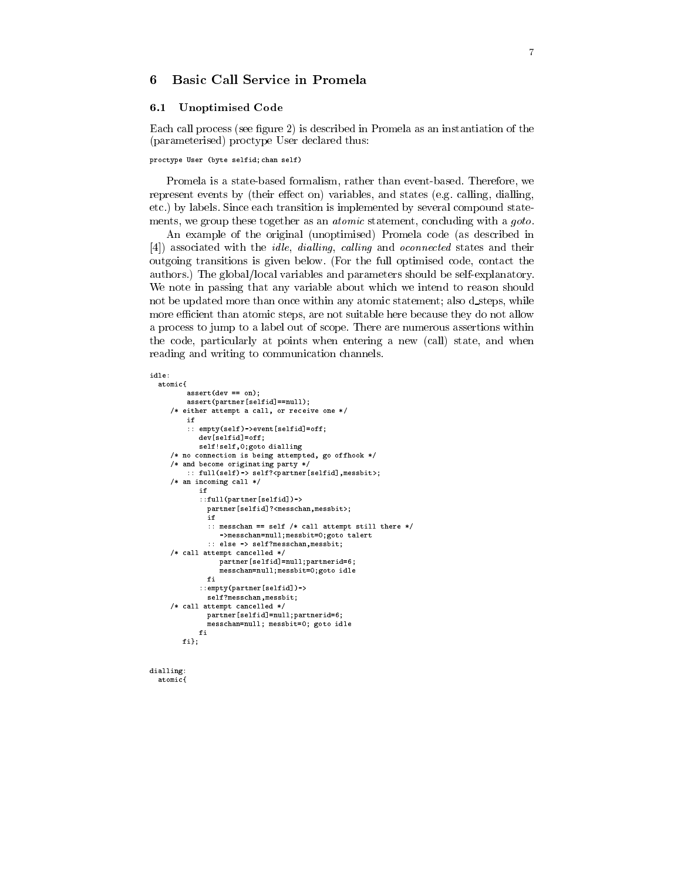## 6 Basic Call Service in Promela

### 6.1 Unoptimised Code

Each call process (see figure 2) is described in Promela as an instantiation of the (parameterised) proctype User declared thus:

```
proctype User (byte selfid;chan self)
```

Promela is a state-based formalism, rather than event-based. Therefore, we represent events by (their effect on) variables, and states (e.g. calling, dialling, etc.) by labels. Since each transition is implemented by several compound statements, we group these together as an *atomic* statement, concluding with a *goto*.

An example of the original (unoptimised) Promela code (as described in [4]) associated with the *idle*, *dialling*, *calling* and *oconnected* states and their outgoing transitions is given below. (For the full optimised code, contact the authors.) The global/local variables and parameters should be self-explanatory. We note in passing that any variable about which we intend to reason should not be updated more than once within any atomic statement; also d_steps, while more efficient than atomic steps, are not suitable here because they do not allow a process to jump to a label out of scope. There are numerous assertions within the code, particularly at points when entering a new (call) state, and when reading and writing to communication channels.

```
idle:
  atomic{
         assert(dev == on);
         assert(partner[selfid]==null);
     /* either attempt a call, or receive one */
         if
         :: empty(self)->event[selfid]=off;
            dev[selfid]=off;
            self!self,0;goto dialling
     /* no connection is being attempted, go offhook */
     /* and become originating party */
         :: full(self)-> self?<partner[selfid],messbit>;
     /* an incoming call */
            if
            ::full(partner[selfid])->
              partner[selfid]?<messchan,messbit>;
              if
              :: messchan == self /* call attempt still there */
                 ->messchan=null;messbit=0;goto talert
              :: else -> self?messchan,messbit;
     /* call attempt cancelled */
                 partner[selfid]=null;partnerid=6;
                 messchan=null;messbit=0;goto idle
              fi
            ::empty(partner[selfid])->
              self?messchan,messbit;
     /* call attempt cancelled */
              partner[selfid]=null;partnerid=6;
              messchan=null; messbit=0; goto idle
            fi
        fi};


dialling:
  atomic{
```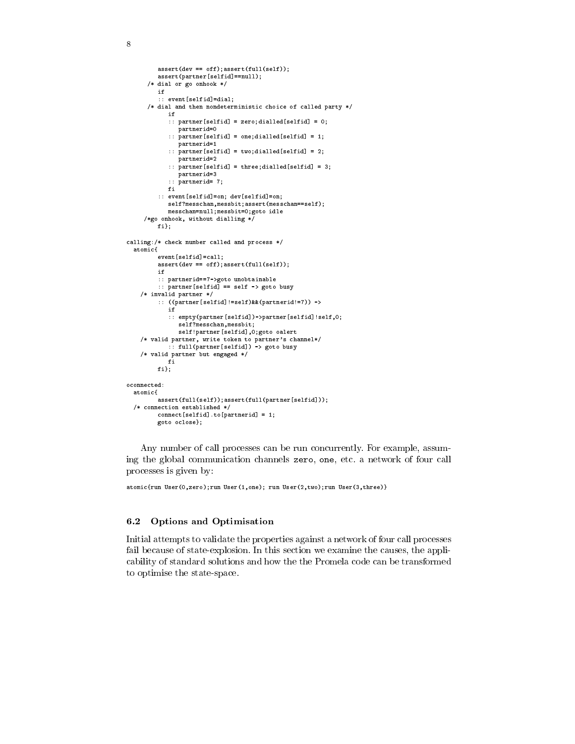```
        assert(dev == off);assert(full(self));
        assert(partner[selfid]==null);
     /* dial or go onhook */
        if
        :: event[selfid]=dial;
     /* dial and then nondeterministic choice of called party */
           if
           :: partner[selfid] = zero;dialled[selfid] = 0;
              partnerid=0
           :: partner[selfid] = one;dialled[selfid] = 1;
              partnerid=1
           :: partner[selfid] = two;dialled[selfid] = 2;
              partnerid=2
           :: partner[selfid] = three;dialled[selfid] = 3;
              partnerid=3
           :: partnerid= 7;
           fi
        :: event[selfid]=on; dev[selfid]=on;
           self?messchan,messbit;assert(messchan==self);
           messchan=null;messbit=0;goto idle
    /*go onhook, without dialling */
        fi};

calling:/* check number called and process */
  atomic{
        event[selfid]=call;
        assert(dev == off);assert(full(self));
        if
        :: partnerid==7->goto unobtainable
        :: partner[selfid] == self -> goto busy
   /* invalid partner */
        :: ((partner[selfid]!=self)&&(partnerid!=7)) ->
           if
           :: empty(partner[selfid])->partner[selfid]!self,0;
              self?messchan,messbit;
              self!partner[selfid],0;goto oalert
   /* valid partner, write token to partner's channel*/
           :: full(partner[selfid]) -> goto busy
   /* valid partner but engaged */
           fi
        fi};

oconnected:
  atomic{
        assert(full(self));assert(full(partner[selfid]));
  /* connection established */
        connect[selfid].to[partnerid] = 1;
        goto oclose};
```

Any number of call processes can be run concurrently. For example, assuming the global communication channels `zero`, `one`, etc. a network of four call processes is given by:

```
atomic{run User(0,zero);run User(1,one); run User(2,two);run User(3,three)}
```

### 6.2 Options and Optimisation

Initial attempts to validate the properties against a network of four call processes fail because of state-explosion. In this section we examine the causes, the applicability of standard solutions and how the the Promela code can be transformed to optimise the state-space.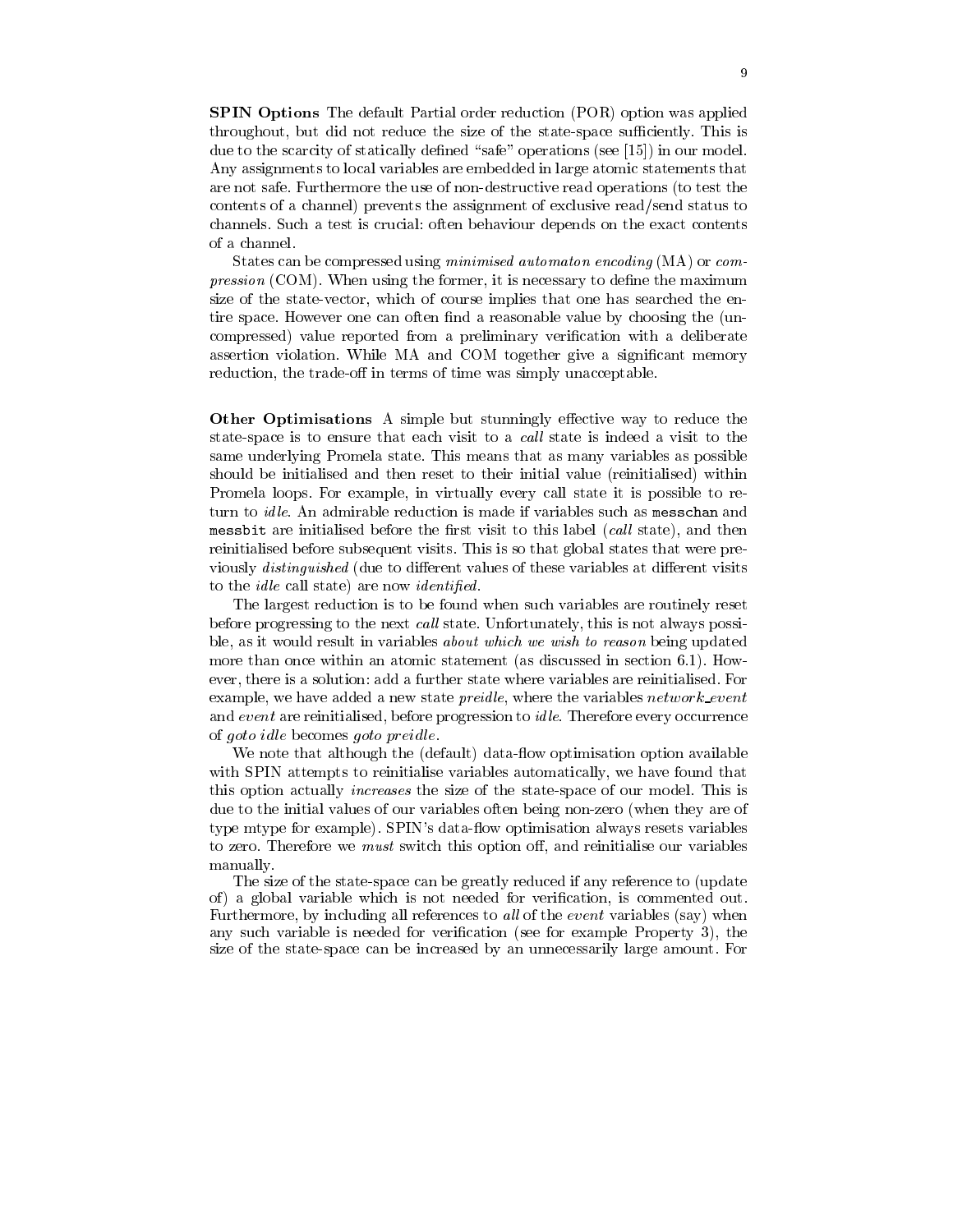**SPIN Options** The default Partial order reduction (POR) option was applied throughout, but did not reduce the size of the state-space sufficiently. This is due to the scarcity of statically defined "safe" operations (see [15]) in our model. Any assignments to local variables are embedded in large atomic statements that are not safe. Furthermore the use of non-destructive read operations (to test the contents of a channel) prevents the assignment of exclusive read/send status to channels. Such a test is crucial: often behaviour depends on the exact contents of a channel.

States can be compressed using *minimised automaton encoding* (MA) or *compression* (COM). When using the former, it is necessary to define the maximum size of the state-vector, which of course implies that one has searched the entire space. However one can often find a reasonable value by choosing the (uncompressed) value reported from a preliminary verification with a deliberate assertion violation. While MA and COM together give a significant memory reduction, the trade-off in terms of time was simply unacceptable.

**Other Optimisations** A simple but stunningly effective way to reduce the state-space is to ensure that each visit to a *call* state is indeed a visit to the same underlying Promela state. This means that as many variables as possible should be initialised and then reset to their initial value (reinitialised) within Promela loops. For example, in virtually every call state it is possible to return to *idle*. An admirable reduction is made if variables such as `messchan` and `messbit` are initialised before the first visit to this label (*call* state), and then reinitialised before subsequent visits. This is so that global states that were previously *distinguished* (due to different values of these variables at different visits to the *idle* call state) are now *identified*.

The largest reduction is to be found when such variables are routinely reset before progressing to the next *call* state. Unfortunately, this is not always possible, as it would result in variables *about which we wish to reason* being updated more than once within an atomic statement (as discussed in section 6.1). However, there is a solution: add a further state where variables are reinitialised. For example, we have added a new state *preidle*, where the variables *network_event* and *event* are reinitialised, before progression to *idle*. Therefore every occurrence of *goto idle* becomes *goto preidle*.

We note that although the (default) data-flow optimisation option available with SPIN attempts to reinitialise variables automatically, we have found that this option actually *increases* the size of the state-space of our model. This is due to the initial values of our variables often being non-zero (when they are of type mtype for example). SPIN's data-flow optimisation always resets variables to zero. Therefore we *must* switch this option off, and reinitialise our variables manually.

The size of the state-space can be greatly reduced if any reference to (update of) a global variable which is not needed for verification, is commented out. Furthermore, by including all references to *all* of the *event* variables (say) when any such variable is needed for verification (see for example Property 3), the size of the state-space can be increased by an unnecessarily large amount. For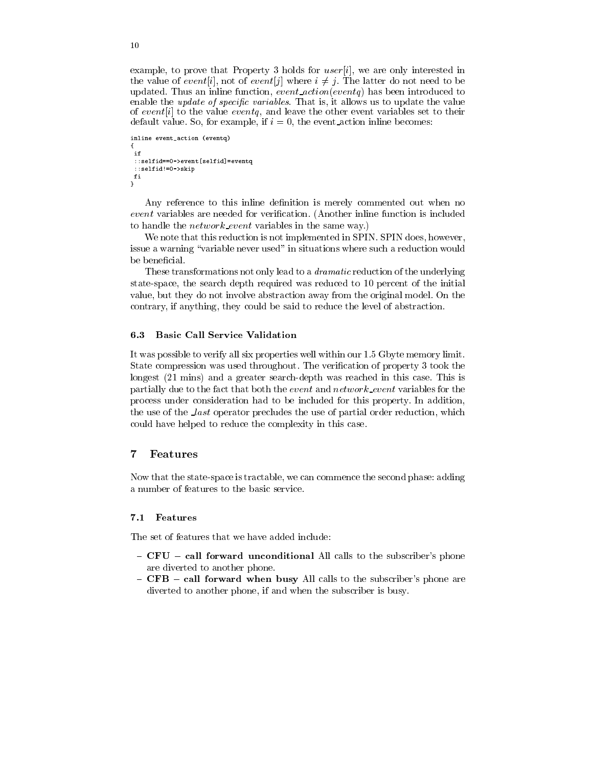example, to prove that Property 3 holds for *user*[*i*], we are only interested in the value of *event*[*i*], not of *event*[*j*] where $i \neq j$. The latter do not need to be updated. Thus an inline function, *event_action*(*eventq*) has been introduced to enable the *update of specific variables*. That is, it allows us to update the value of *event*[*i*] to the value *eventq*, and leave the other event variables set to their default value. So, for example, if $i = 0$, the event_action inline becomes:

```
inline event_action (eventq)
{
 if
 ::selfid==0->event[selfid]=eventq
 ::selfid!=0->skip
 fi
}
```

Any reference to this inline definition is merely commented out when no *event* variables are needed for verification. (Another inline function is included to handle the *network_event* variables in the same way.)

We note that this reduction is not implemented in SPIN. SPIN does, however, issue a warning "variable never used" in situations where such a reduction would be beneficial.

These transformations not only lead to a *dramatic* reduction of the underlying state-space, the search depth required was reduced to 10 percent of the initial value, but they do not involve abstraction away from the original model. On the contrary, if anything, they could be said to reduce the level of abstraction.

### 6.3 Basic Call Service Validation

It was possible to verify all six properties well within our 1.5 Gbyte memory limit. State compression was used throughout. The verification of property 3 took the longest (21 mins) and a greater search-depth was reached in this case. This is partially due to the fact that both the *event* and *network_event* variables for the process under consideration had to be included for this property. In addition, the use of the *_last* operator precludes the use of partial order reduction, which could have helped to reduce the complexity in this case.

## 7 Features

Now that the state-space is tractable, we can commence the second phase: adding a number of features to the basic service.

### 7.1 Features

The set of features that we have added include:

- **CFU – call forward unconditional** All calls to the subscriber's phone are diverted to another phone.
- **CFB – call forward when busy** All calls to the subscriber's phone are diverted to another phone, if and when the subscriber is busy.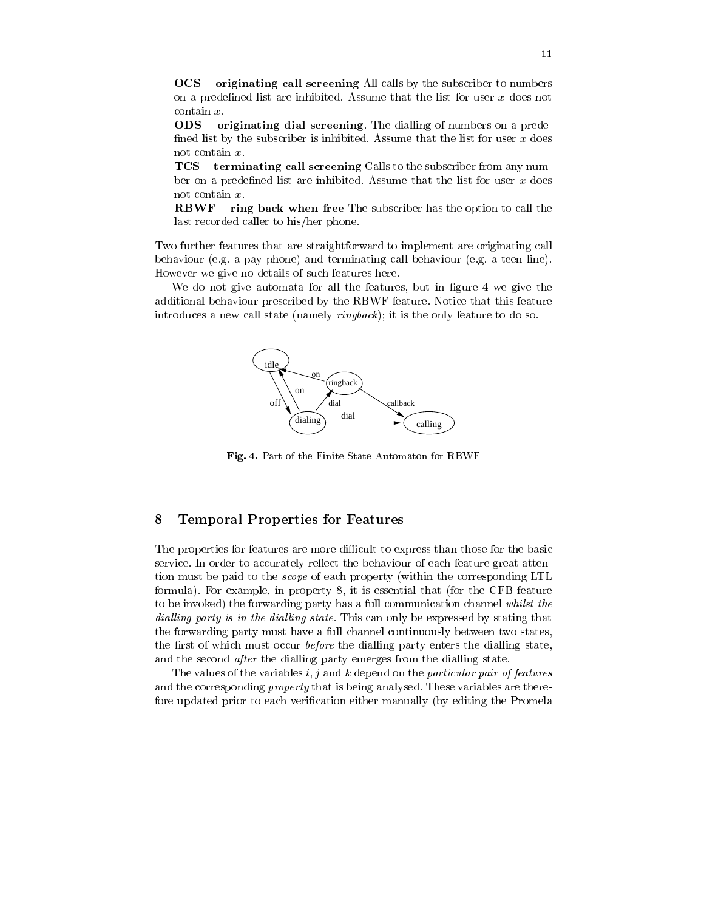- **OCS – originating call screening** All calls by the subscriber to numbers on a predefined list are inhibited. Assume that the list for user $x$ does not contain $x$.
- **ODS – originating dial screening**. The dialling of numbers on a predefined list by the subscriber is inhibited. Assume that the list for user $x$ does not contain $x$.
- **TCS – terminating call screening** Calls to the subscriber from any number on a predefined list are inhibited. Assume that the list for user $x$ does not contain $x$.
- **RBWF – ring back when free** The subscriber has the option to call the last recorded caller to his/her phone.

Two further features that are straightforward to implement are originating call behaviour (e.g. a pay phone) and terminating call behaviour (e.g. a teen line). However we give no details of such features here.

We do not give automata for all the features, but in figure 4 we give the additional behaviour prescribed by the RBWF feature. Notice that this feature introduces a new call state (namely *ringback*); it is the only feature to do so.

**Fig. 4.** Part of the Finite State Automaton for RBWF

## 8 Temporal Properties for Features

The properties for features are more difficult to express than those for the basic service. In order to accurately reflect the behaviour of each feature great attention must be paid to the *scope* of each property (within the corresponding LTL formula). For example, in property 8, it is essential that (for the CFB feature to be invoked) the forwarding party has a full communication channel *whilst the dialling party is in the dialling state*. This can only be expressed by stating that the forwarding party must have a full channel continuously between two states, the first of which must occur *before* the dialling party enters the dialling state, and the second *after* the dialling party emerges from the dialling state.

The values of the variables $i, j$ and $k$ depend on the *particular pair of features* and the corresponding *property* that is being analysed. These variables are therefore updated prior to each verification either manually (by editing the Promela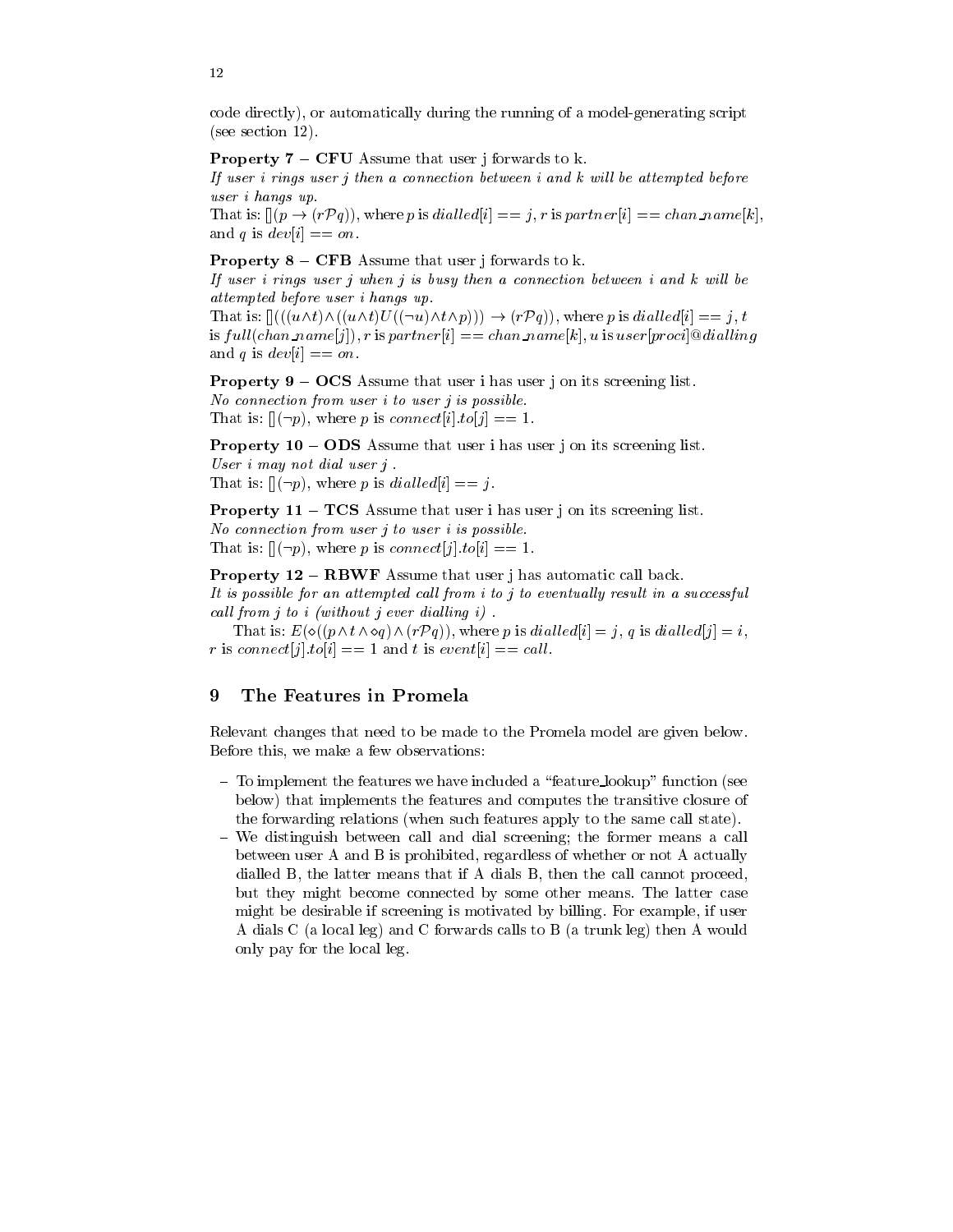code directly), or automatically during the running of a model-generating script (see section 12).

**Property 7 – CFU** Assume that user j forwards to k.
*If user i rings user j then a connection between i and k will be attempted before user i hangs up.*
That is: $[](p \rightarrow (r\mathcal{P}q))$, where $p$ is $dialled[i] == j$, $r$ is $partner[i] == chan\_name[k]$, and $q$ is $dev[i] == on$.

**Property 8 – CFB** Assume that user j forwards to k.
*If user i rings user j when j is busy then a connection between i and k will be attempted before user i hangs up.*
That is: $[](((u \wedge t) \wedge ((u \wedge t) U ((\neg u) \wedge t \wedge p))) \rightarrow (r\mathcal{P}q))$, where $p$ is $dialled[i] == j$, $t$ is $full(chan\_name[j])$, $r$ is $partner[i] == chan\_name[k]$, $u$ is $user[proci]@dialling$ and $q$ is $dev[i] == on$.

**Property 9 – OCS** Assume that user i has user j on its screening list.
*No connection from user i to user j is possible.*
That is: $[](\neg p)$, where $p$ is $connect[i].to[j] == 1$.

**Property 10 – ODS** Assume that user i has user j on its screening list.
*User i may not dial user j .*
That is: $[](\neg p)$, where $p$ is $dialled[i] == j$.

**Property 11 – TCS** Assume that user i has user j on its screening list.
*No connection from user j to user i is possible.*
That is: $[](\neg p)$, where $p$ is $connect[j].to[i] == 1$.

**Property 12 – RBWF** Assume that user j has automatic call back.
*It is possible for an attempted call from i to j to eventually result in a successful call from j to i (without j ever dialling i) .*
That is: $E(\diamond((p \wedge t \wedge \diamond q) \wedge (r\mathcal{P}q))$, where $p$ is $dialled[i] = j$, $q$ is $dialled[j] = i$, $r$ is $connect[j].to[i] == 1$ and $t$ is $event[i] == call$.

## 9 The Features in Promela

Relevant changes that need to be made to the Promela model are given below. Before this, we make a few observations:

- To implement the features we have included a "feature_lookup" function (see below) that implements the features and computes the transitive closure of the forwarding relations (when such features apply to the same call state).
- We distinguish between call and dial screening; the former means a call between user A and B is prohibited, regardless of whether or not A actually dialled B, the latter means that if A dials B, then the call cannot proceed, but they might become connected by some other means. The latter case might be desirable if screening is motivated by billing. For example, if user A dials C (a local leg) and C forwards calls to B (a trunk leg) then A would only pay for the local leg.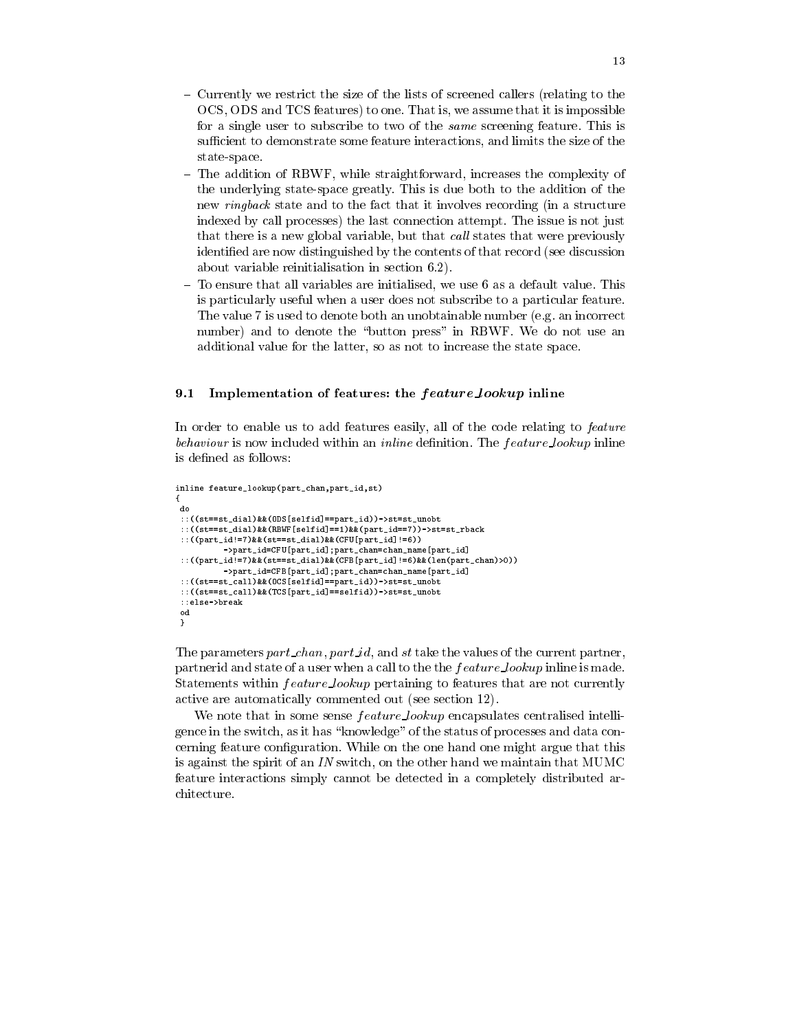- Currently we restrict the size of the lists of screened callers (relating to the OCS, ODS and TCS features) to one. That is, we assume that it is impossible for a single user to subscribe to two of the *same* screening feature. This is sufficient to demonstrate some feature interactions, and limits the size of the state-space.
- The addition of RBWF, while straightforward, increases the complexity of the underlying state-space greatly. This is due both to the addition of the new *ringback* state and to the fact that it involves recording (in a structure indexed by call processes) the last connection attempt. The issue is not just that there is a new global variable, but that *call* states that were previously identified are now distinguished by the contents of that record (see discussion about variable reinitialisation in section 6.2).
- To ensure that all variables are initialised, we use 6 as a default value. This is particularly useful when a user does not subscribe to a particular feature. The value 7 is used to denote both an unobtainable number (e.g. an incorrect number) and to denote the "button press" in RBWF. We do not use an additional value for the latter, so as not to increase the state space.

### 9.1 Implementation of features: the *feature_lookup* inline

In order to enable us to add features easily, all of the code relating to *feature behaviour* is now included within an *inline* definition. The *feature_lookup* inline is defined as follows:

```
inline feature_lookup(part_chan,part_id,st)
{
 do
 ::((st==st_dial)&&(ODS[selfid]==part_id))->st=st_unobt
 ::((st==st_dial)&&(RBWF[selfid]==1)&&(part_id==7))->st=st_rback
 ::((part_id!=7)&&(st==st_dial)&&(CFU[part_id]!=6))
         ->part_id=CFU[part_id];part_chan=chan_name[part_id]
 ::((part_id!=7)&&(st==st_dial)&&(CFB[part_id]!=6)&&(len(part_chan)>0))
         ->part_id=CFB[part_id];part_chan=chan_name[part_id]
 ::((st==st_call)&&(OCS[selfid]==part_id))->st=st_unobt
 ::((st==st_call)&&(TCS[part_id]==selfid))->st=st_unobt
 ::else->break
 od
 }
```

The parameters *part_chan*, *part_id*, and *st* take the values of the current partner, partnerid and state of a user when a call to the the *feature_lookup* inline is made. Statements within *feature_lookup* pertaining to features that are not currently active are automatically commented out (see section 12).

We note that in some sense *feature_lookup* encapsulates centralised intelligence in the switch, as it has "knowledge" of the status of processes and data concerning feature configuration. While on the one hand one might argue that this is against the spirit of an *IN* switch, on the other hand we maintain that MUMC feature interactions simply cannot be detected in a completely distributed architecture.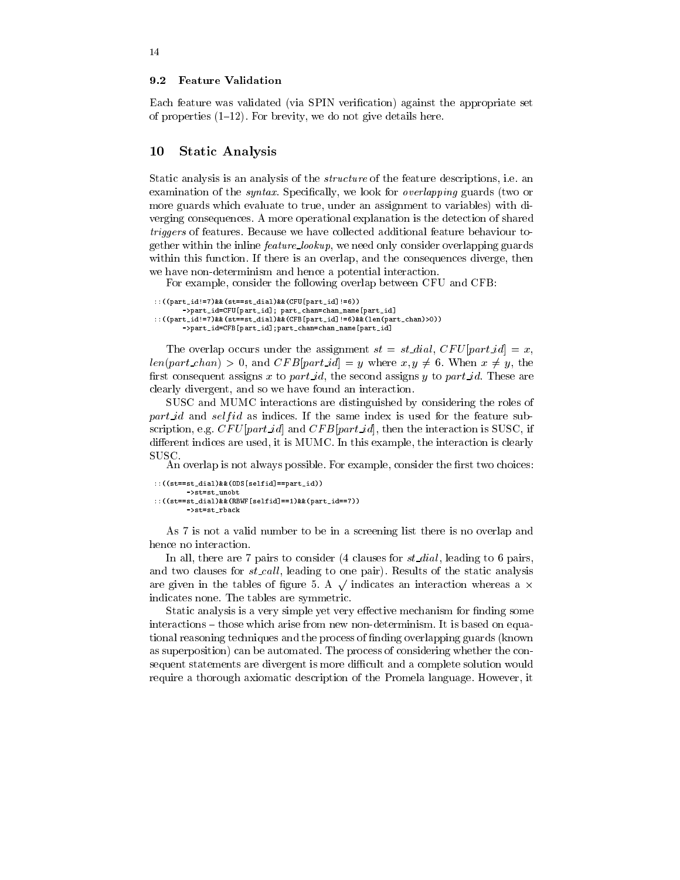### 9.2 Feature Validation

Each feature was validated (via SPIN verification) against the appropriate set of properties (1–12). For brevity, we do not give details here.

## 10 Static Analysis

Static analysis is an analysis of the *structure* of the feature descriptions, i.e. an examination of the *syntax*. Specifically, we look for *overlapping* guards (two or more guards which evaluate to true, under an assignment to variables) with diverging consequences. A more operational explanation is the detection of shared *triggers* of features. Because we have collected additional feature behaviour together within the inline *feature_lookup*, we need only consider overlapping guards within this function. If there is an overlap, and the consequences diverge, then we have non-determinism and hence a potential interaction.

For example, consider the following overlap between CFU and CFB:

```
::((part_id!=7)&&(st==st_dial)&&(CFU[part_id]!=6))
       ->part_id=CFU[part_id]; part_chan=chan_name[part_id]
::((part_id!=7)&&(st==st_dial)&&(CFB[part_id]!=6)&&(len(part_chan)>0))
       ->part_id=CFB[part_id];part_chan=chan_name[part_id]
```

The overlap occurs under the assignment $st = st\_dial$, $CFU[part\_id] = x$, $len(part\_chan) > 0$, and $CFB[part\_id] = y$ where $x, y \neq 6$. When $x \neq y$, the first consequent assigns $x$ to $part\_id$, the second assigns $y$ to $part\_id$. These are clearly divergent, and so we have found an interaction.

SUSC and MUMC interactions are distinguished by considering the roles of $part\_id$ and $selfid$ as indices. If the same index is used for the feature subscription, e.g. $CFU[part\_id]$ and $CFB[part\_id]$, then the interaction is SUSC, if different indices are used, it is MUMC. In this example, the interaction is clearly SUSC.

An overlap is not always possible. For example, consider the first two choices:

```
::((st==st_dial)&&(ODS[selfid]==part_id))
        ->st=st_unobt
::((st==st_dial)&&(RBWF[selfid]==1)&&(part_id==7))
        ->st=st_rback
```

As 7 is not a valid number to be in a screening list there is no overlap and hence no interaction.

In all, there are 7 pairs to consider (4 clauses for $st\_dial$, leading to 6 pairs, and two clauses for $st\_call$, leading to one pair). Results of the static analysis are given in the tables of figure 5. A $\surd$ indicates an interaction whereas a $\times$ indicates none. The tables are symmetric.

Static analysis is a very simple yet very effective mechanism for finding some interactions – those which arise from new non-determinism. It is based on equational reasoning techniques and the process of finding overlapping guards (known as superposition) can be automated. The process of considering whether the consequent statements are divergent is more difficult and a complete solution would require a thorough axiomatic description of the Promela language. However, it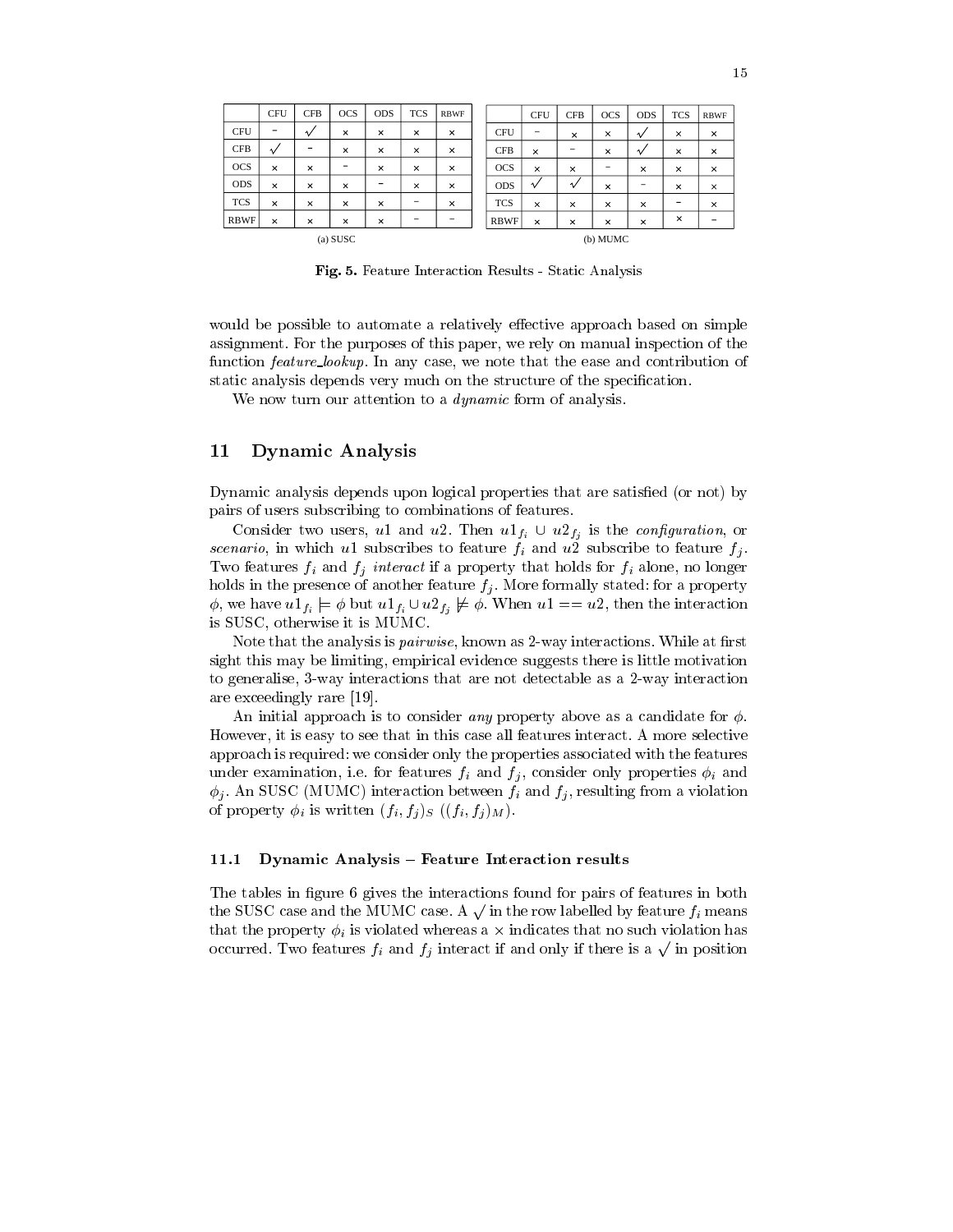**(a) SUSC**

| | CFU | CFB | OCS | ODS | TCS | RBWF |
|---|---|---|---|---|---|---|
| CFU | – | √ | × | × | × | × |
| CFB | √ | – | × | × | × | × |
| OCS | × | × | – | × | × | × |
| ODS | × | × | × | – | × | × |
| TCS | × | × | × | × | – | × |
| RBWF | × | × | × | × | – | – |

**(b) MUMC**

| | CFU | CFB | OCS | ODS | TCS | RBWF |
|---|---|---|---|---|---|---|
| CFU | – | × | × | √ | × | × |
| CFB | × | – | × | √ | × | × |
| OCS | × | × | – | × | × | × |
| ODS | √ | √ | × | – | × | × |
| TCS | × | × | × | × | – | × |
| RBWF | × | × | × | × | × | – |

**Fig. 5.** Feature Interaction Results - Static Analysis

would be possible to automate a relatively effective approach based on simple assignment. For the purposes of this paper, we rely on manual inspection of the function *feature_lookup*. In any case, we note that the ease and contribution of static analysis depends very much on the structure of the specification.

We now turn our attention to a *dynamic* form of analysis.

## 11 Dynamic Analysis

Dynamic analysis depends upon logical properties that are satisfied (or not) by pairs of users subscribing to combinations of features.

Consider two users, $u1$ and $u2$. Then $u1_{f_i} \cup u2_{f_j}$ is the *configuration*, or *scenario*, in which $u1$ subscribes to feature $f_i$ and $u2$ subscribe to feature $f_j$. Two features $f_i$ and $f_j$ *interact* if a property that holds for $f_i$ alone, no longer holds in the presence of another feature $f_j$. More formally stated: for a property $\phi$, we have $u1_{f_i} \models \phi$ but $u1_{f_i} \cup u2_{f_j} \not\models \phi$. When $u1 == u2$, then the interaction is SUSC, otherwise it is MUMC.

Note that the analysis is *pairwise*, known as 2-way interactions. While at first sight this may be limiting, empirical evidence suggests there is little motivation to generalise, 3-way interactions that are not detectable as a 2-way interaction are exceedingly rare [19].

An initial approach is to consider *any* property above as a candidate for $\phi$. However, it is easy to see that in this case all features interact. A more selective approach is required: we consider only the properties associated with the features under examination, i.e. for features $f_i$ and $f_j$, consider only properties $\phi_i$ and $\phi_j$. An SUSC (MUMC) interaction between $f_i$ and $f_j$, resulting from a violation of property $\phi_i$ is written $(f_i, f_j)_S$ $((f_i, f_j)_M)$.

### 11.1 Dynamic Analysis – Feature Interaction results

The tables in figure 6 gives the interactions found for pairs of features in both the SUSC case and the MUMC case. A $\surd$ in the row labelled by feature $f_i$ means that the property $\phi_i$ is violated whereas a $\times$ indicates that no such violation has occurred. Two features $f_i$ and $f_j$ interact if and only if there is a $\surd$ in position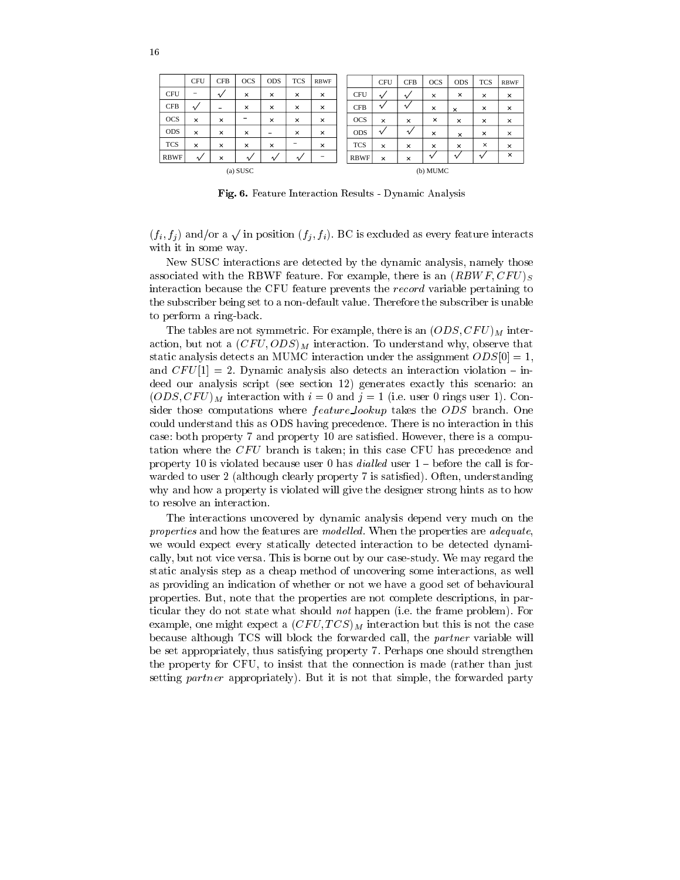| | CFU | CFB | OCS | ODS | TCS | RBWF |
|---|---|---|---|---|---|---|
| CFU | – | √ | × | × | × | × |
| CFB | √ | – | × | × | × | × |
| OCS | × | × | – | × | × | × |
| ODS | × | × | × | – | × | × |
| TCS | × | × | × | × | – | × |
| RBWF | √ | × | √ | √ | √ | – |

(a) SUSC

| | CFU | CFB | OCS | ODS | TCS | RBWF |
|---|---|---|---|---|---|---|
| CFU | √ | √ | × | × | × | × |
| CFB | √ | √ | × | × | × | × |
| OCS | × | × | × | × | × | × |
| ODS | √ | √ | × | × | × | × |
| TCS | × | × | × | × | × | × |
| RBWF | × | × | √ | √ | √ | × |

(b) MUMC

**Fig. 6.** Feature Interaction Results - Dynamic Analysis

$(f_i, f_j)$ and/or a $\surd$ in position $(f_j, f_i)$. BC is excluded as every feature interacts with it in some way.

New SUSC interactions are detected by the dynamic analysis, namely those associated with the RBWF feature. For example, there is an $(RBWF, CFU)_S$ interaction because the CFU feature prevents the *record* variable pertaining to the subscriber being set to a non-default value. Therefore the subscriber is unable to perform a ring-back.

The tables are not symmetric. For example, there is an $(ODS, CFU)_M$ interaction, but not a $(CFU, ODS)_M$ interaction. To understand why, observe that static analysis detects an MUMC interaction under the assignment $ODS[0] = 1$, and $CFU[1] = 2$. Dynamic analysis also detects an interaction violation – indeed our analysis script (see section 12) generates exactly this scenario: an $(ODS, CFU)_M$ interaction with $i = 0$ and $j = 1$ (i.e. user 0 rings user 1). Consider those computations where *feature_lookup* takes the $ODS$ branch. One could understand this as ODS having precedence. There is no interaction in this case: both property 7 and property 10 are satisfied. However, there is a computation where the $CFU$ branch is taken; in this case CFU has precedence and property 10 is violated because user 0 has *dialled* user 1 – before the call is forwarded to user 2 (although clearly property 7 is satisfied). Often, understanding why and how a property is violated will give the designer strong hints as to how to resolve an interaction.

The interactions uncovered by dynamic analysis depend very much on the *properties* and how the features are *modelled*. When the properties are *adequate*, we would expect every statically detected interaction to be detected dynamically, but not vice versa. This is borne out by our case-study. We may regard the static analysis step as a cheap method of uncovering some interactions, as well as providing an indication of whether or not we have a good set of behavioural properties. But, note that the properties are not complete descriptions, in particular they do not state what should *not* happen (i.e. the frame problem). For example, one might expect a $(CFU, TCS)_M$ interaction but this is not the case because although TCS will block the forwarded call, the *partner* variable will be set appropriately, thus satisfying property 7. Perhaps one should strengthen the property for CFU, to insist that the connection is made (rather than just setting *partner* appropriately). But it is not that simple, the forwarded party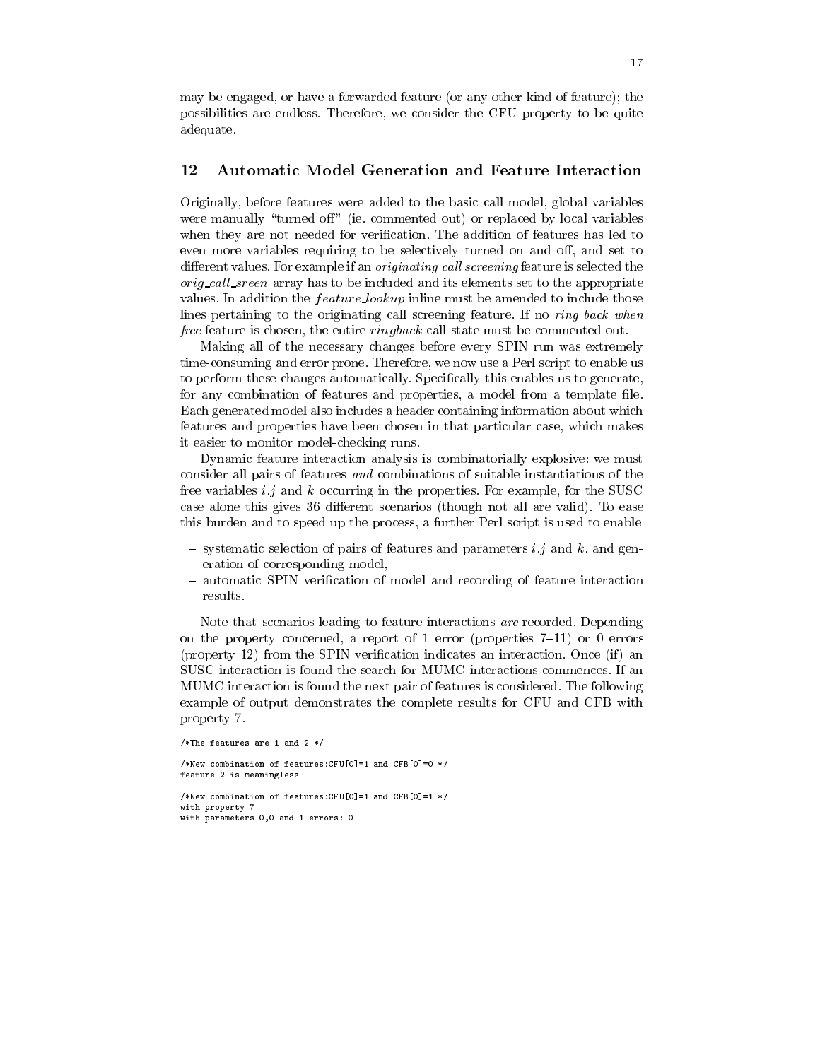may be engaged, or have a forwarded feature (or any other kind of feature); the possibilities are endless. Therefore, we consider the CFU property to be quite adequate.

## 12 Automatic Model Generation and Feature Interaction

Originally, before features were added to the basic call model, global variables were manually "turned off" (ie. commented out) or replaced by local variables when they are not needed for verification. The addition of features has led to even more variables requiring to be selectively turned on and off, and set to different values. For example if an *originating call screening* feature is selected the *orig_call_sreen* array has to be included and its elements set to the appropriate values. In addition the *feature_lookup* inline must be amended to include those lines pertaining to the originating call screening feature. If no *ring back when free* feature is chosen, the entire *ringback* call state must be commented out.

Making all of the necessary changes before every SPIN run was extremely time-consuming and error prone. Therefore, we now use a Perl script to enable us to perform these changes automatically. Specifically this enables us to generate, for any combination of features and properties, a model from a template file. Each generated model also includes a header containing information about which features and properties have been chosen in that particular case, which makes it easier to monitor model-checking runs.

Dynamic feature interaction analysis is combinatorially explosive: we must consider all pairs of features *and* combinations of suitable instantiations of the free variables $i$,$j$ and $k$ occurring in the properties. For example, for the SUSC case alone this gives 36 different scenarios (though not all are valid). To ease this burden and to speed up the process, a further Perl script is used to enable

- systematic selection of pairs of features and parameters $i$,$j$ and $k$, and generation of corresponding model,
- automatic SPIN verification of model and recording of feature interaction results.

Note that scenarios leading to feature interactions *are* recorded. Depending on the property concerned, a report of 1 error (properties 7–11) or 0 errors (property 12) from the SPIN verification indicates an interaction. Once (if) an SUSC interaction is found the search for MUMC interactions commences. If an MUMC interaction is found the next pair of features is considered. The following example of output demonstrates the complete results for CFU and CFB with property 7.

```
/*The features are 1 and 2 */

/*New combination of features:CFU[0]=1 and CFB[0]=0 */
feature 2 is meaningless

/*New combination of features:CFU[0]=1 and CFB[0]=1 */
with property 7
with parameters 0,0 and 1 errors: 0
```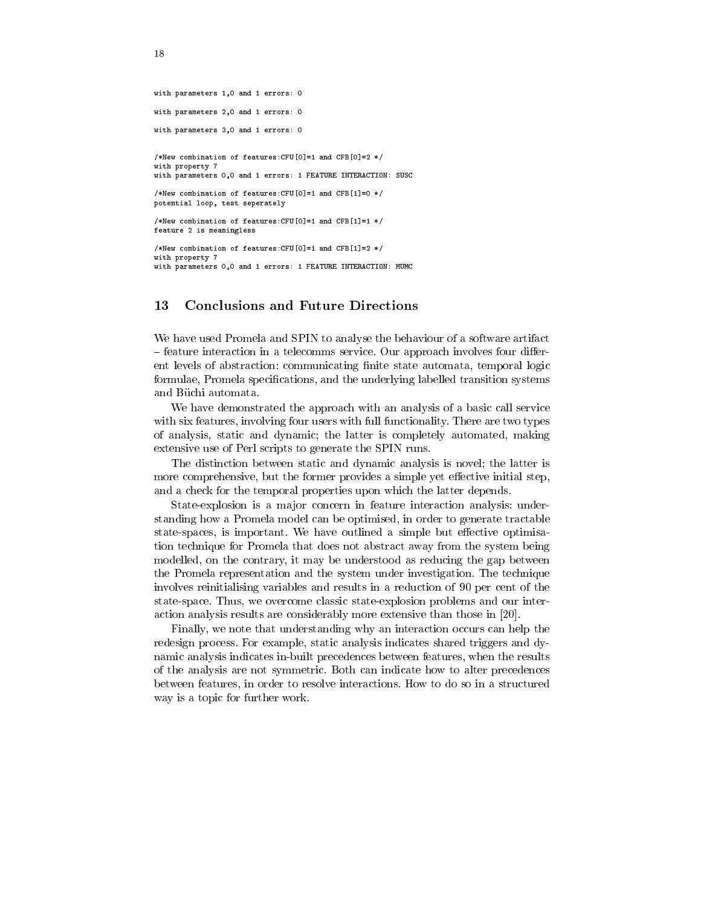```
with parameters 1,0 and 1 errors: 0

with parameters 2,0 and 1 errors: 0

with parameters 3,0 and 1 errors: 0


/*New combination of features:CFU[0]=1 and CFB[0]=2 */
with property 7
with parameters 0,0 and 1 errors: 1 FEATURE INTERACTION: SUSC

/*New combination of features:CFU[0]=1 and CFB[1]=0 */
potential loop, test seperately

/*New combination of features:CFU[0]=1 and CFB[1]=1 */
feature 2 is meaningless

/*New combination of features:CFU[0]=1 and CFB[1]=2 */
with property 7
with parameters 0,0 and 1 errors: 1 FEATURE INTERACTION: MUMC
```

## 13 Conclusions and Future Directions

We have used Promela and SPIN to analyse the behaviour of a software artifact – feature interaction in a telecomms service. Our approach involves four different levels of abstraction: communicating finite state automata, temporal logic formulae, Promela specifications, and the underlying labelled transition systems and Büchi automata.

We have demonstrated the approach with an analysis of a basic call service with six features, involving four users with full functionality. There are two types of analysis, static and dynamic; the latter is completely automated, making extensive use of Perl scripts to generate the SPIN runs.

The distinction between static and dynamic analysis is novel; the latter is more comprehensive, but the former provides a simple yet effective initial step, and a check for the temporal properties upon which the latter depends.

State-explosion is a major concern in feature interaction analysis: understanding how a Promela model can be optimised, in order to generate tractable state-spaces, is important. We have outlined a simple but effective optimisation technique for Promela that does not abstract away from the system being modelled, on the contrary, it may be understood as reducing the gap between the Promela representation and the system under investigation. The technique involves reinitialising variables and results in a reduction of 90 per cent of the state-space. Thus, we overcome classic state-explosion problems and our interaction analysis results are considerably more extensive than those in [20].

Finally, we note that understanding why an interaction occurs can help the redesign process. For example, static analysis indicates shared triggers and dynamic analysis indicates in-built precedences between features, when the results of the analysis are not symmetric. Both can indicate how to alter precedences between features, in order to resolve interactions. How to do so in a structured way is a topic for further work.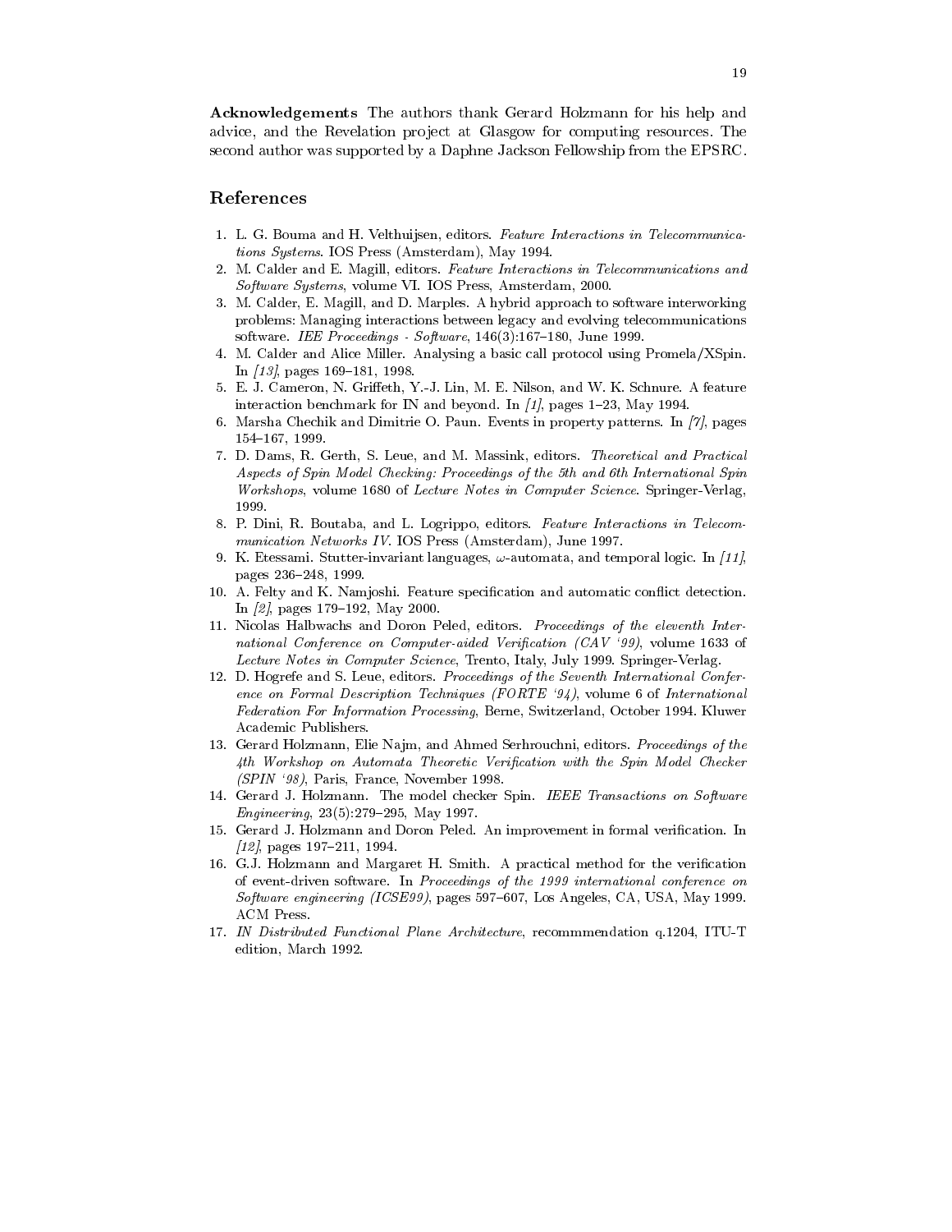**Acknowledgements** The authors thank Gerard Holzmann for his help and advice, and the Revelation project at Glasgow for computing resources. The second author was supported by a Daphne Jackson Fellowship from the EPSRC.

## References

1. L. G. Bouma and H. Velthuijsen, editors. *Feature Interactions in Telecommunications Systems*. IOS Press (Amsterdam), May 1994.
2. M. Calder and E. Magill, editors. *Feature Interactions in Telecommunications and Software Systems*, volume VI. IOS Press, Amsterdam, 2000.
3. M. Calder, E. Magill, and D. Marples. A hybrid approach to software interworking problems: Managing interactions between legacy and evolving telecommunications software. *IEE Proceedings - Software*, 146(3):167–180, June 1999.
4. M. Calder and Alice Miller. Analysing a basic call protocol using Promela/XSpin. In *[13]*, pages 169–181, 1998.
5. E. J. Cameron, N. Griffeth, Y.-J. Lin, M. E. Nilson, and W. K. Schnure. A feature interaction benchmark for IN and beyond. In *[1]*, pages 1–23, May 1994.
6. Marsha Chechik and Dimitrie O. Paun. Events in property patterns. In *[7]*, pages 154–167, 1999.
7. D. Dams, R. Gerth, S. Leue, and M. Massink, editors. *Theoretical and Practical Aspects of Spin Model Checking: Proceedings of the 5th and 6th International Spin Workshops*, volume 1680 of *Lecture Notes in Computer Science*. Springer-Verlag, 1999.
8. P. Dini, R. Boutaba, and L. Logrippo, editors. *Feature Interactions in Telecommunication Networks IV*. IOS Press (Amsterdam), June 1997.
9. K. Etessami. Stutter-invariant languages, $\omega$-automata, and temporal logic. In *[11]*, pages 236–248, 1999.
10. A. Felty and K. Namjoshi. Feature specification and automatic conflict detection. In *[2]*, pages 179–192, May 2000.
11. Nicolas Halbwachs and Doron Peled, editors. *Proceedings of the eleventh International Conference on Computer-aided Verification (CAV '99)*, volume 1633 of *Lecture Notes in Computer Science*, Trento, Italy, July 1999. Springer-Verlag.
12. D. Hogrefe and S. Leue, editors. *Proceedings of the Seventh International Conference on Formal Description Techniques (FORTE '94)*, volume 6 of *International Federation For Information Processing*, Berne, Switzerland, October 1994. Kluwer Academic Publishers.
13. Gerard Holzmann, Elie Najm, and Ahmed Serhrouchni, editors. *Proceedings of the 4th Workshop on Automata Theoretic Verification with the Spin Model Checker (SPIN '98)*, Paris, France, November 1998.
14. Gerard J. Holzmann. The model checker Spin. *IEEE Transactions on Software Engineering*, 23(5):279–295, May 1997.
15. Gerard J. Holzmann and Doron Peled. An improvement in formal verification. In *[12]*, pages 197–211, 1994.
16. G.J. Holzmann and Margaret H. Smith. A practical method for the verification of event-driven software. In *Proceedings of the 1999 international conference on Software engineering (ICSE99)*, pages 597–607, Los Angeles, CA, USA, May 1999. ACM Press.
17. *IN Distributed Functional Plane Architecture*, recommmendation q.1204, ITU-T edition, March 1992.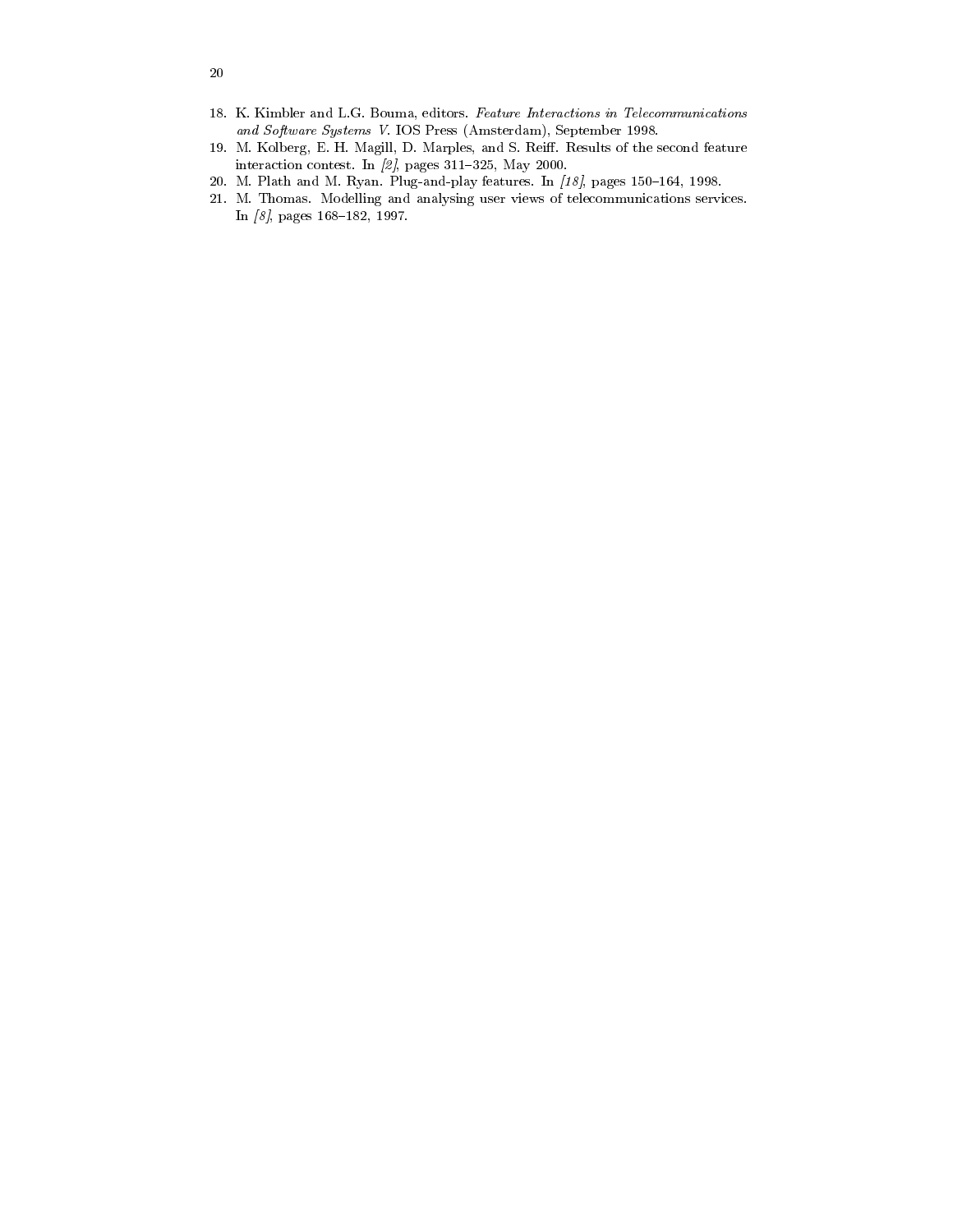18. K. Kimbler and L.G. Bouma, editors. *Feature Interactions in Telecommunications and Software Systems V*. IOS Press (Amsterdam), September 1998.
19. M. Kolberg, E. H. Magill, D. Marples, and S. Reiff. Results of the second feature interaction contest. In *[2]*, pages 311–325, May 2000.
20. M. Plath and M. Ryan. Plug-and-play features. In *[18]*, pages 150–164, 1998.
21. M. Thomas. Modelling and analysing user views of telecommunications services. In *[8]*, pages 168–182, 1997.